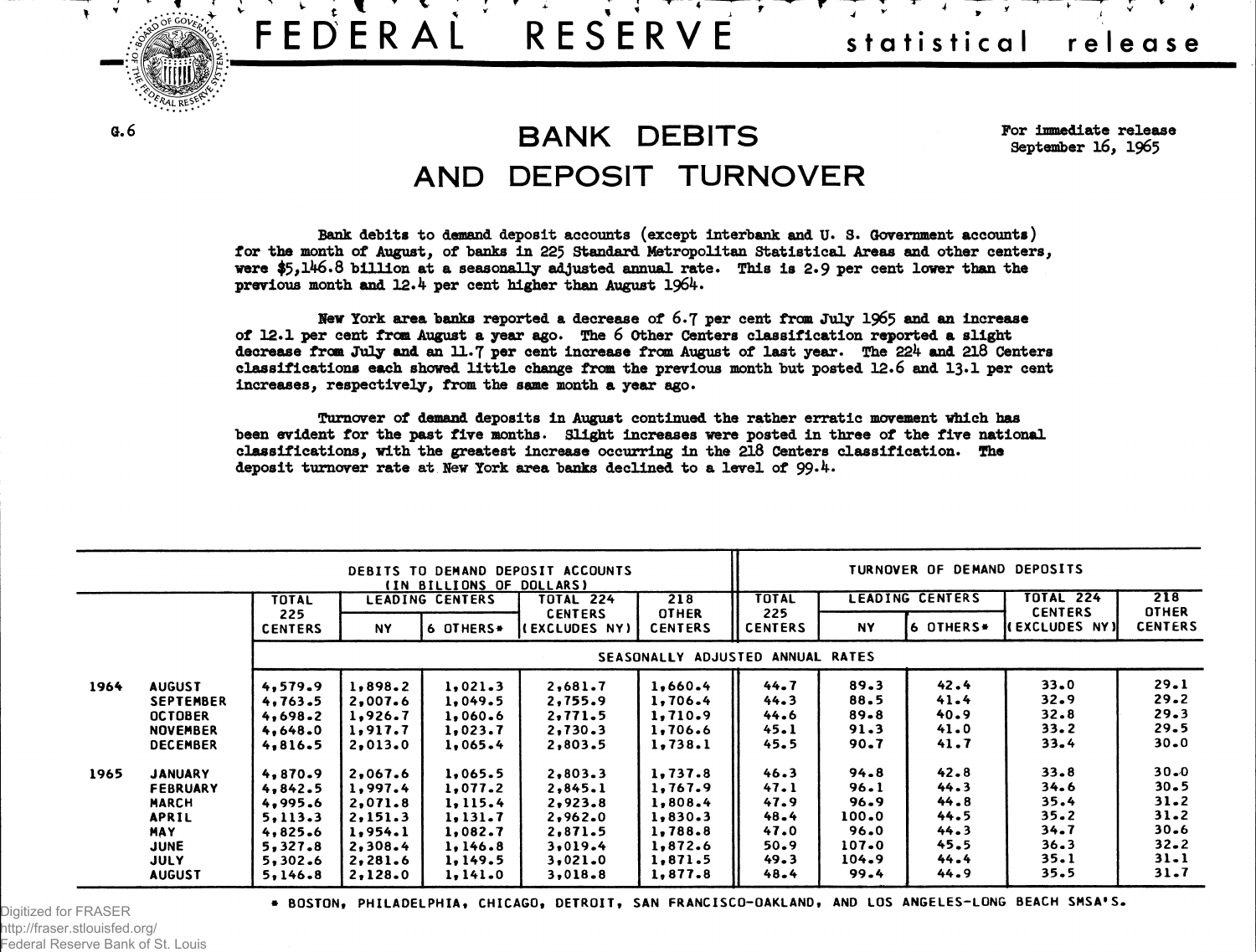# FEDERAL RESERVE statistical release

G.6

For immediate release
September 16, 1965

## BANK DEBITS AND DEPOSIT TURNOVER

Bank debits to demand deposit accounts (except interbank and U. S. Government accounts) for the month of August, of banks in 225 Standard Metropolitan Statistical Areas and other centers, were $5,146.8 billion at a seasonally adjusted annual rate. This is 2.9 per cent lower than the previous month and 12.4 per cent higher than August 1964.

New York area banks reported a decrease of 6.7 per cent from July 1965 and an increase of 12.1 per cent from August a year ago. The 6 Other Centers classification reported a slight decrease from July and an 11.7 per cent increase from August of last year. The 224 and 218 Centers classifications each showed little change from the previous month but posted 12.6 and 13.1 per cent increases, respectively, from the same month a year ago.

Turnover of demand deposits in August continued the rather erratic movement which has been evident for the past five months. Slight increases were posted in three of the five national classifications, with the greatest increase occurring in the 218 Centers classification. The deposit turnover rate at New York area banks declined to a level of 99.4.

| | | DEBITS TO DEMAND DEPOSIT ACCOUNTS (IN BILLIONS OF DOLLARS) | | | | | TURNOVER OF DEMAND DEPOSITS | | | | |
|---|---|---|---|---|---|---|---|---|---|---|---|
| | | TOTAL 225 CENTERS | LEADING CENTERS | | TOTAL 224 CENTERS (EXCLUDES NY) | 218 OTHER CENTERS | TOTAL 225 CENTERS | LEADING CENTERS | | TOTAL 224 CENTERS (EXCLUDES NY) | 218 OTHER CENTERS |
| | | | NY | 6 OTHERS* | | | | NY | 6 OTHERS* | | |
| | | SEASONALLY ADJUSTED ANNUAL RATES | | | | | | | | | |
| 1964 | AUGUST | 4,579.9 | 1,898.2 | 1,021.3 | 2,681.7 | 1,660.4 | 44.7 | 89.3 | 42.4 | 33.0 | 29.1 |
| | SEPTEMBER | 4,763.5 | 2,007.6 | 1,049.5 | 2,755.9 | 1,706.4 | 44.3 | 88.5 | 41.4 | 32.9 | 29.2 |
| | OCTOBER | 4,698.2 | 1,926.7 | 1,060.6 | 2,771.5 | 1,710.9 | 44.6 | 89.8 | 40.9 | 32.8 | 29.3 |
| | NOVEMBER | 4,648.0 | 1,917.7 | 1,023.7 | 2,730.3 | 1,706.6 | 45.1 | 91.3 | 41.0 | 33.2 | 29.5 |
| | DECEMBER | 4,816.5 | 2,013.0 | 1,065.4 | 2,803.5 | 1,738.1 | 45.5 | 90.7 | 41.7 | 33.4 | 30.0 |
| 1965 | JANUARY | 4,870.9 | 2,067.6 | 1,065.5 | 2,803.3 | 1,737.8 | 46.3 | 94.8 | 42.8 | 33.8 | 30.0 |
| | FEBRUARY | 4,842.5 | 1,997.4 | 1,077.2 | 2,845.1 | 1,767.9 | 47.1 | 96.1 | 44.3 | 34.6 | 30.5 |
| | MARCH | 4,995.6 | 2,071.8 | 1,115.4 | 2,923.8 | 1,808.4 | 47.9 | 96.9 | 44.8 | 35.4 | 31.2 |
| | APRIL | 5,113.3 | 2,151.3 | 1,131.7 | 2,962.0 | 1,830.3 | 48.4 | 100.0 | 44.5 | 35.2 | 31.2 |
| | MAY | 4,825.6 | 1,954.1 | 1,082.7 | 2,871.5 | 1,788.8 | 47.0 | 96.0 | 44.3 | 34.7 | 30.6 |
| | JUNE | 5,327.8 | 2,308.4 | 1,146.8 | 3,019.4 | 1,872.6 | 50.9 | 107.0 | 45.5 | 36.3 | 32.2 |
| | JULY | 5,302.6 | 2,281.6 | 1,149.5 | 3,021.0 | 1,871.5 | 49.3 | 104.9 | 44.4 | 35.1 | 31.1 |
| | AUGUST | 5,146.8 | 2,128.0 | 1,141.0 | 3,018.8 | 1,877.8 | 48.4 | 99.4 | 44.9 | 35.5 | 31.7 |

* BOSTON, PHILADELPHIA, CHICAGO, DETROIT, SAN FRANCISCO-OAKLAND, AND LOS ANGELES-LONG BEACH SMSA'S.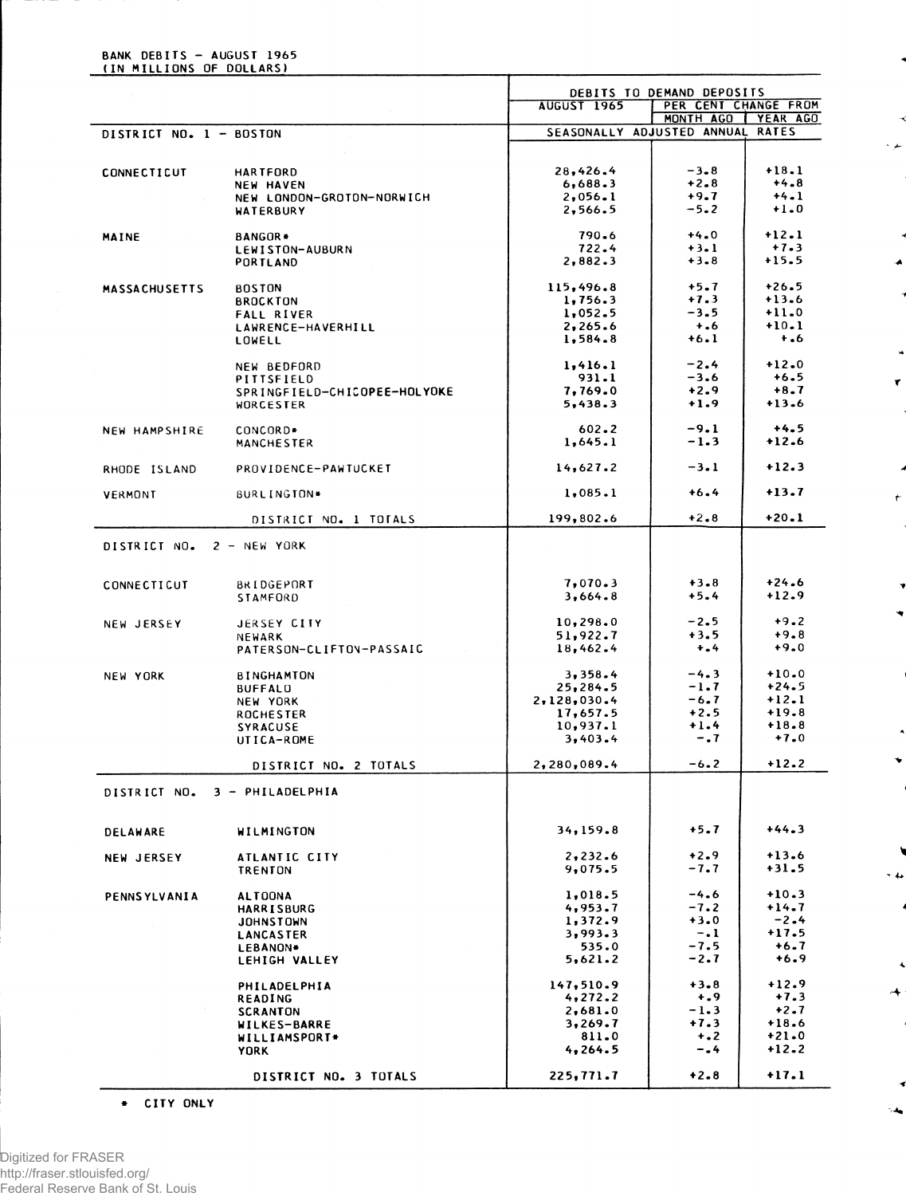BANK DEBITS – AUGUST 1965
(IN MILLIONS OF DOLLARS)

| | | DEBITS TO DEMAND DEPOSITS | | |
|---|---|---|---|---|
| | | AUGUST 1965 | PER CENT CHANGE FROM | |
| | | | MONTH AGO | YEAR AGO |
| DISTRICT NO. 1 – BOSTON | | SEASONALLY ADJUSTED ANNUAL RATES | | |
| CONNECTICUT | HARTFORD | 28,426.4 | -3.8 | +18.1 |
| | NEW HAVEN | 6,688.3 | +2.8 | +4.8 |
| | NEW LONDON-GROTON-NORWICH | 2,056.1 | +9.7 | +4.1 |
| | WATERBURY | 2,566.5 | -5.2 | +1.0 |
| MAINE | BANGOR* | 790.6 | +4.0 | +12.1 |
| | LEWISTON-AUBURN | 722.4 | +3.1 | +7.3 |
| | PORTLAND | 2,882.3 | +3.8 | +15.5 |
| MASSACHUSETTS | BOSTON | 115,496.8 | +5.7 | +26.5 |
| | BROCKTON | 1,756.3 | +7.3 | +13.6 |
| | FALL RIVER | 1,052.5 | -3.5 | +11.0 |
| | LAWRENCE-HAVERHILL | 2,265.6 | +.6 | +10.1 |
| | LOWELL | 1,584.8 | +6.1 | +.6 |
| | NEW BEDFORD | 1,416.1 | -2.4 | +12.0 |
| | PITTSFIELD | 931.1 | -3.6 | +6.5 |
| | SPRINGFIELD-CHICOPEE-HOLYOKE | 7,769.0 | +2.9 | +8.7 |
| | WORCESTER | 5,438.3 | +1.9 | +13.6 |
| NEW HAMPSHIRE | CONCORD* | 602.2 | -9.1 | +4.5 |
| | MANCHESTER | 1,645.1 | -1.3 | +12.6 |
| RHODE ISLAND | PROVIDENCE-PAWTUCKET | 14,627.2 | -3.1 | +12.3 |
| VERMONT | BURLINGTON* | 1,085.1 | +6.4 | +13.7 |
| | DISTRICT NO. 1 TOTALS | 199,802.6 | +2.8 | +20.1 |
| DISTRICT NO. 2 – NEW YORK | | | | |
| CONNECTICUT | BRIDGEPORT | 7,070.3 | +3.8 | +24.6 |
| | STAMFORD | 3,664.8 | +5.4 | +12.9 |
| NEW JERSEY | JERSEY CITY | 10,298.0 | -2.5 | +9.2 |
| | NEWARK | 51,922.7 | +3.5 | +9.8 |
| | PATERSON-CLIFTON-PASSAIC | 18,462.4 | +.4 | +9.0 |
| NEW YORK | BINGHAMTON | 3,358.4 | -4.3 | +10.0 |
| | BUFFALO | 25,284.5 | -1.7 | +24.5 |
| | NEW YORK | 2,128,030.4 | -6.7 | +12.1 |
| | ROCHESTER | 17,657.5 | +2.5 | +19.8 |
| | SYRACUSE | 10,937.1 | +1.4 | +18.8 |
| | UTICA-ROME | 3,403.4 | -.7 | +7.0 |
| | DISTRICT NO. 2 TOTALS | 2,280,089.4 | -6.2 | +12.2 |
| DISTRICT NO. 3 – PHILADELPHIA | | | | |
| DELAWARE | WILMINGTON | 34,159.8 | +5.7 | +44.3 |
| NEW JERSEY | ATLANTIC CITY | 2,232.6 | +2.9 | +13.6 |
| | TRENTON | 9,075.5 | -7.7 | +31.5 |
| PENNSYLVANIA | ALTOONA | 1,018.5 | -4.6 | +10.3 |
| | HARRISBURG | 4,953.7 | -7.2 | +14.7 |
| | JOHNSTOWN | 1,372.9 | +3.0 | -2.4 |
| | LANCASTER | 3,993.3 | -.1 | +17.5 |
| | LEBANON* | 535.0 | -7.5 | +6.7 |
| | LEHIGH VALLEY | 5,621.2 | -2.7 | +6.9 |
| | PHILADELPHIA | 147,510.9 | +3.8 | +12.9 |
| | READING | 4,272.2 | +.9 | +7.3 |
| | SCRANTON | 2,681.0 | -1.3 | +2.7 |
| | WILKES-BARRE | 3,269.7 | +7.3 | +18.6 |
| | WILLIAMSPORT* | 811.0 | +.2 | +21.0 |
| | YORK | 4,264.5 | -.4 | +12.2 |
| | DISTRICT NO. 3 TOTALS | 225,771.7 | +2.8 | +17.1 |

* CITY ONLY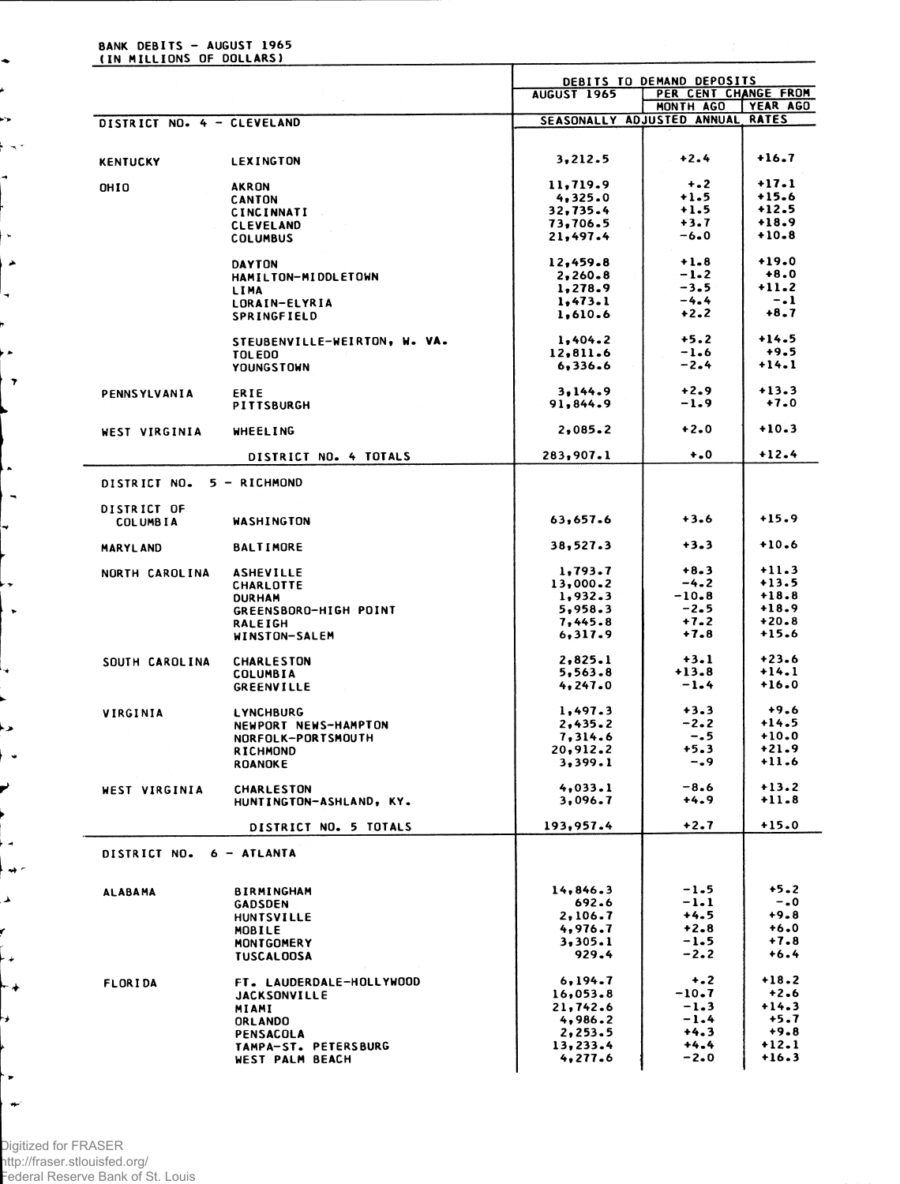BANK DEBITS - AUGUST 1965
(IN MILLIONS OF DOLLARS)

| | | DEBITS TO DEMAND DEPOSITS | | |
|---|---|---|---|---|
| | | AUGUST 1965 | PER CENT CHANGE FROM | |
| | | | MONTH AGO | YEAR AGO |
| DISTRICT NO. 4 - CLEVELAND | | SEASONALLY ADJUSTED ANNUAL RATES | | |
| KENTUCKY | LEXINGTON | 3,212.5 | +2.4 | +16.7 |
| OHIO | AKRON | 11,719.9 | +.2 | +17.1 |
| | CANTON | 4,325.0 | +1.5 | +15.6 |
| | CINCINNATI | 32,735.4 | +1.5 | +12.5 |
| | CLEVELAND | 73,706.5 | +3.7 | +18.9 |
| | COLUMBUS | 21,497.4 | -6.0 | +10.8 |
| | DAYTON | 12,459.8 | +1.8 | +19.0 |
| | HAMILTON-MIDDLETOWN | 2,260.8 | -1.2 | +8.0 |
| | LIMA | 1,278.9 | -3.5 | +11.2 |
| | LORAIN-ELYRIA | 1,473.1 | -4.4 | -.1 |
| | SPRINGFIELD | 1,610.6 | +2.2 | +8.7 |
| | STEUBENVILLE-WEIRTON, W. VA. | 1,404.2 | +5.2 | +14.5 |
| | TOLEDO | 12,811.6 | -1.6 | +9.5 |
| | YOUNGSTOWN | 6,336.6 | -2.4 | +14.1 |
| PENNSYLVANIA | ERIE | 3,144.9 | +2.9 | +13.3 |
| | PITTSBURGH | 91,844.9 | -1.9 | +7.0 |
| WEST VIRGINIA | WHEELING | 2,085.2 | +2.0 | +10.3 |
| | DISTRICT NO. 4 TOTALS | 283,907.1 | +.0 | +12.4 |
| DISTRICT NO. 5 - RICHMOND | | | | |
| DISTRICT OF COLUMBIA | WASHINGTON | 63,657.6 | +3.6 | +15.9 |
| MARYLAND | BALTIMORE | 38,527.3 | +3.3 | +10.6 |
| NORTH CAROLINA | ASHEVILLE | 1,793.7 | +8.3 | +11.3 |
| | CHARLOTTE | 13,000.2 | -4.2 | +13.5 |
| | DURHAM | 1,932.3 | -10.8 | +18.8 |
| | GREENSBORO-HIGH POINT | 5,958.3 | -2.5 | +18.9 |
| | RALEIGH | 7,445.8 | +7.2 | +20.8 |
| | WINSTON-SALEM | 6,317.9 | +7.8 | +15.6 |
| SOUTH CAROLINA | CHARLESTON | 2,825.1 | +3.1 | +23.6 |
| | COLUMBIA | 5,563.8 | +13.8 | +14.1 |
| | GREENVILLE | 4,247.0 | -1.4 | +16.0 |
| VIRGINIA | LYNCHBURG | 1,497.3 | +3.3 | +9.6 |
| | NEWPORT NEWS-HAMPTON | 2,435.2 | -2.2 | +14.5 |
| | NORFOLK-PORTSMOUTH | 7,314.6 | -.5 | +10.0 |
| | RICHMOND | 20,912.2 | +5.3 | +21.9 |
| | ROANOKE | 3,399.1 | -.9 | +11.6 |
| WEST VIRGINIA | CHARLESTON | 4,033.1 | -8.6 | +13.2 |
| | HUNTINGTON-ASHLAND, KY. | 3,096.7 | +4.9 | +11.8 |
| | DISTRICT NO. 5 TOTALS | 193,957.4 | +2.7 | +15.0 |
| DISTRICT NO. 6 - ATLANTA | | | | |
| ALABAMA | BIRMINGHAM | 14,846.3 | -1.5 | +5.2 |
| | GADSDEN | 692.6 | -1.1 | -.0 |
| | HUNTSVILLE | 2,106.7 | +4.5 | +9.8 |
| | MOBILE | 4,976.7 | +2.8 | +6.0 |
| | MONTGOMERY | 3,305.1 | -1.5 | +7.8 |
| | TUSCALOOSA | 929.4 | -2.2 | +6.4 |
| FLORIDA | FT. LAUDERDALE-HOLLYWOOD | 6,194.7 | +.2 | +18.2 |
| | JACKSONVILLE | 16,053.8 | -10.7 | +2.6 |
| | MIAMI | 21,742.6 | -1.3 | +14.3 |
| | ORLANDO | 4,986.2 | -1.4 | +5.7 |
| | PENSACOLA | 2,253.5 | +4.3 | +9.8 |
| | TAMPA-ST. PETERSBURG | 13,233.4 | +4.4 | +12.1 |
| | WEST PALM BEACH | 4,277.6 | -2.0 | +16.3 |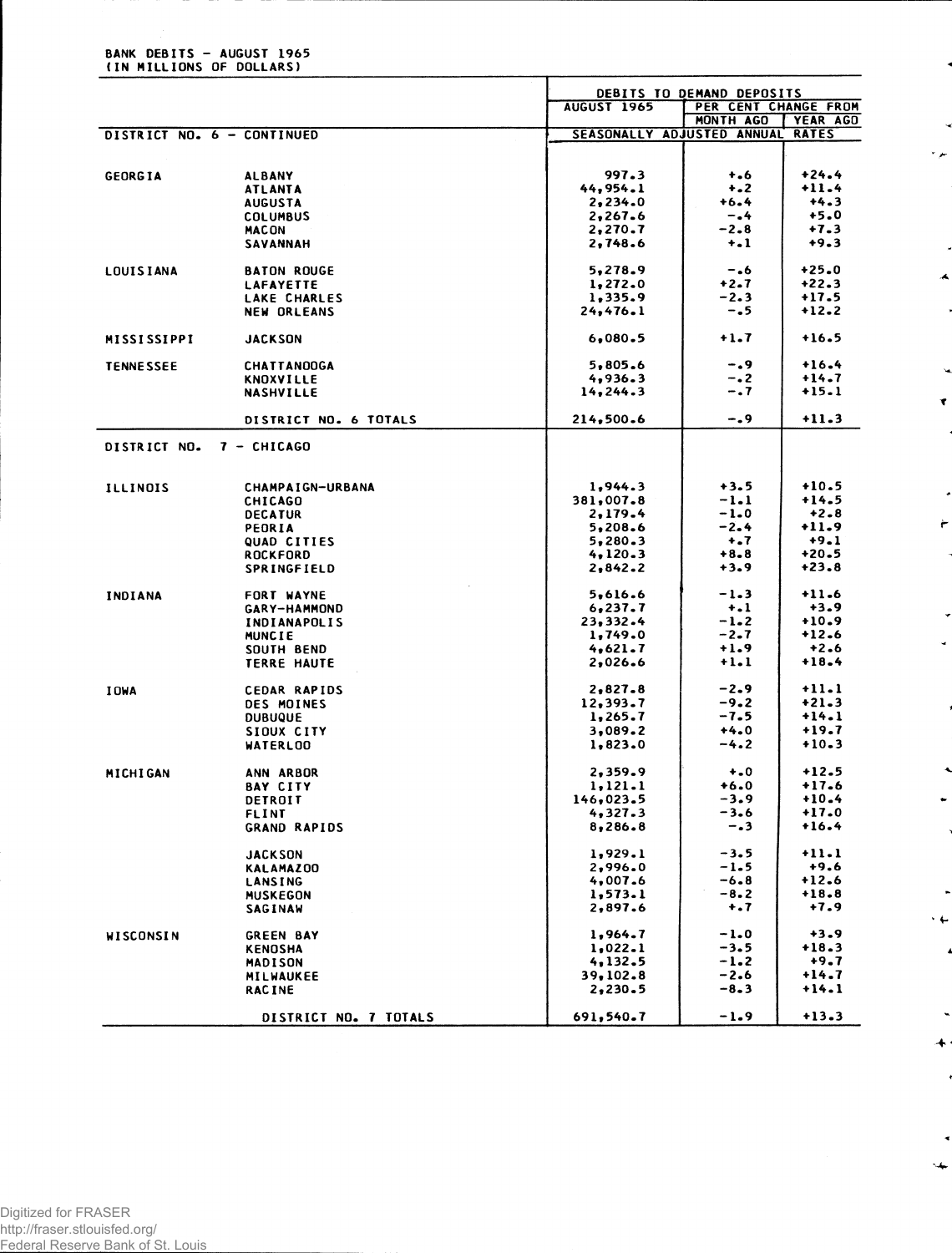BANK DEBITS - AUGUST 1965
(IN MILLIONS OF DOLLARS)

| | | DEBITS TO DEMAND DEPOSITS | | |
|---|---|---|---|---|
| | | AUGUST 1965 | PER CENT CHANGE FROM | |
| | | | MONTH AGO | YEAR AGO |
| DISTRICT NO. 6 - CONTINUED | | SEASONALLY ADJUSTED ANNUAL RATES | | |
| GEORGIA | ALBANY | 997.3 | +.6 | +24.4 |
| | ATLANTA | 44,954.1 | +.2 | +11.4 |
| | AUGUSTA | 2,234.0 | +6.4 | +4.3 |
| | COLUMBUS | 2,267.6 | -.4 | +5.0 |
| | MACON | 2,270.7 | -2.8 | +7.3 |
| | SAVANNAH | 2,748.6 | +.1 | +9.3 |
| LOUISIANA | BATON ROUGE | 5,278.9 | -.6 | +25.0 |
| | LAFAYETTE | 1,272.0 | +2.7 | +22.3 |
| | LAKE CHARLES | 1,335.9 | -2.3 | +17.5 |
| | NEW ORLEANS | 24,476.1 | -.5 | +12.2 |
| MISSISSIPPI | JACKSON | 6,080.5 | +1.7 | +16.5 |
| TENNESSEE | CHATTANOOGA | 5,805.6 | -.9 | +16.4 |
| | KNOXVILLE | 4,936.3 | -.2 | +14.7 |
| | NASHVILLE | 14,244.3 | -.7 | +15.1 |
| | DISTRICT NO. 6 TOTALS | 214,500.6 | -.9 | +11.3 |
| DISTRICT NO. 7 - CHICAGO | | | | |
| ILLINOIS | CHAMPAIGN-URBANA | 1,944.3 | +3.5 | +10.5 |
| | CHICAGO | 381,007.8 | -1.1 | +14.5 |
| | DECATUR | 2,179.4 | -1.0 | +2.8 |
| | PEORIA | 5,208.6 | -2.4 | +11.9 |
| | QUAD CITIES | 5,280.3 | +.7 | +9.1 |
| | ROCKFORD | 4,120.3 | +8.8 | +20.5 |
| | SPRINGFIELD | 2,842.2 | +3.9 | +23.8 |
| INDIANA | FORT WAYNE | 5,616.6 | -1.3 | +11.6 |
| | GARY-HAMMOND | 6,237.7 | +.1 | +3.9 |
| | INDIANAPOLIS | 23,332.4 | -1.2 | +10.9 |
| | MUNCIE | 1,749.0 | -2.7 | +12.6 |
| | SOUTH BEND | 4,621.7 | +1.9 | +2.6 |
| | TERRE HAUTE | 2,026.6 | +1.1 | +18.4 |
| IOWA | CEDAR RAPIDS | 2,827.8 | -2.9 | +11.1 |
| | DES MOINES | 12,393.7 | -9.2 | +21.3 |
| | DUBUQUE | 1,265.7 | -7.5 | +14.1 |
| | SIOUX CITY | 3,089.2 | +4.0 | +19.7 |
| | WATERLOO | 1,823.0 | -4.2 | +10.3 |
| MICHIGAN | ANN ARBOR | 2,359.9 | +.0 | +12.5 |
| | BAY CITY | 1,121.1 | +6.0 | +17.6 |
| | DETROIT | 146,023.5 | -3.9 | +10.4 |
| | FLINT | 4,327.3 | -3.6 | +17.0 |
| | GRAND RAPIDS | 8,286.8 | -.3 | +16.4 |
| | JACKSON | 1,929.1 | -3.5 | +11.1 |
| | KALAMAZOO | 2,996.0 | -1.5 | +9.6 |
| | LANSING | 4,007.6 | -6.8 | +12.6 |
| | MUSKEGON | 1,573.1 | -8.2 | +18.8 |
| | SAGINAW | 2,897.6 | +.7 | +7.9 |
| WISCONSIN | GREEN BAY | 1,964.7 | -1.0 | +3.9 |
| | KENOSHA | 1,022.1 | -3.5 | +18.3 |
| | MADISON | 4,132.5 | -1.2 | +9.7 |
| | MILWAUKEE | 39,102.8 | -2.6 | +14.7 |
| | RACINE | 2,230.5 | -8.3 | +14.1 |
| | DISTRICT NO. 7 TOTALS | 691,540.7 | -1.9 | +13.3 |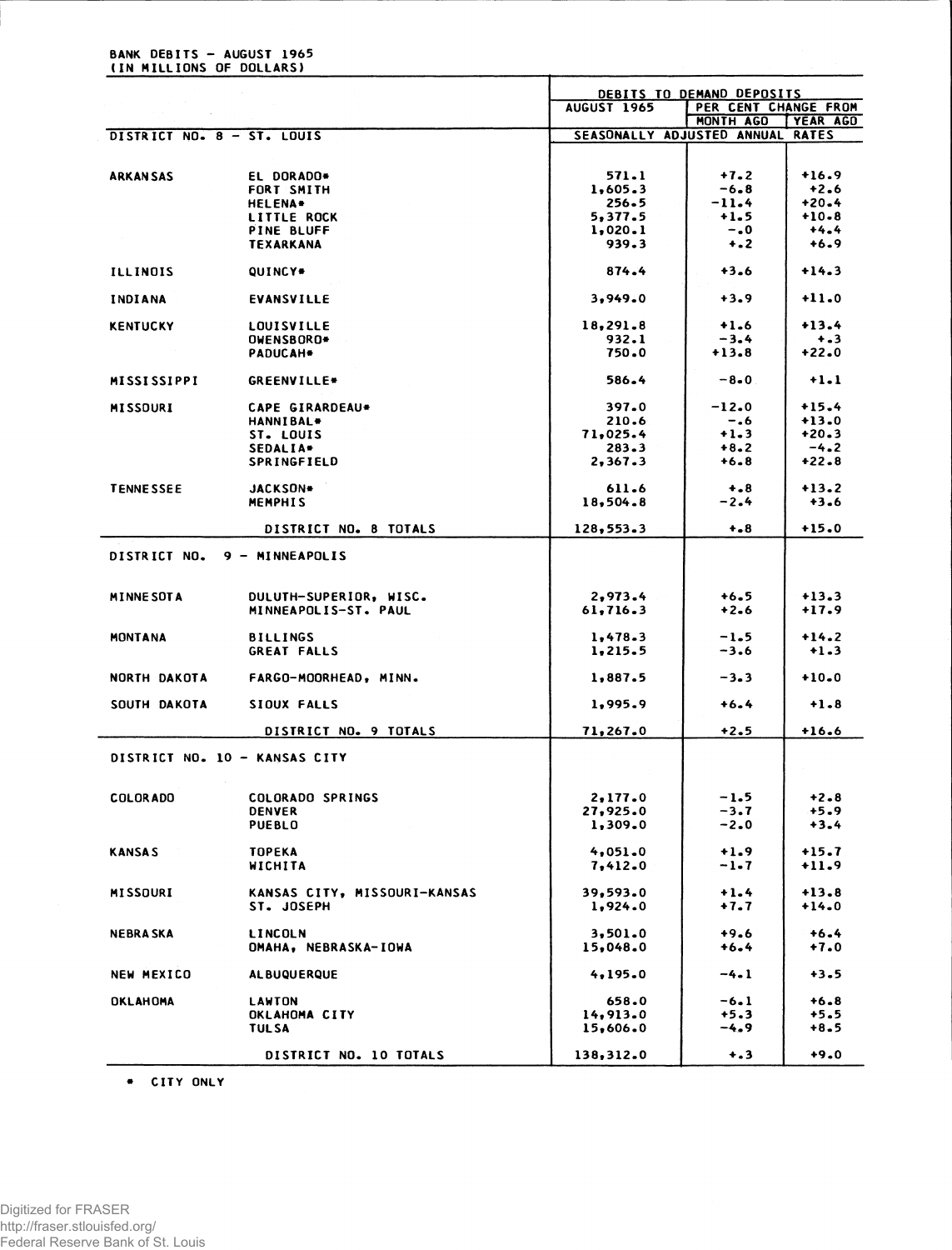BANK DEBITS - AUGUST 1965
(IN MILLIONS OF DOLLARS)

| | | DEBITS TO DEMAND DEPOSITS | | |
|---|---|---|---|---|
| | | AUGUST 1965 | PER CENT CHANGE FROM | |
| | | | MONTH AGO | YEAR AGO |
| DISTRICT NO. 8 - ST. LOUIS | | SEASONALLY ADJUSTED ANNUAL RATES | | |
| ARKANSAS | EL DORADO* | 571.1 | +7.2 | +16.9 |
| | FORT SMITH | 1,605.3 | -6.8 | +2.6 |
| | HELENA* | 256.5 | -11.4 | +20.4 |
| | LITTLE ROCK | 5,377.5 | +1.5 | +10.8 |
| | PINE BLUFF | 1,020.1 | -.0 | +4.4 |
| | TEXARKANA | 939.3 | +.2 | +6.9 |
| ILLINOIS | QUINCY* | 874.4 | +3.6 | +14.3 |
| INDIANA | EVANSVILLE | 3,949.0 | +3.9 | +11.0 |
| KENTUCKY | LOUISVILLE | 18,291.8 | +1.6 | +13.4 |
| | OWENSBORO* | 932.1 | -3.4 | +.3 |
| | PADUCAH* | 750.0 | +13.8 | +22.0 |
| MISSISSIPPI | GREENVILLE* | 586.4 | -8.0 | +1.1 |
| MISSOURI | CAPE GIRARDEAU* | 397.0 | -12.0 | +15.4 |
| | HANNIBAL* | 210.6 | -.6 | +13.0 |
| | ST. LOUIS | 71,025.4 | +1.3 | +20.3 |
| | SEDALIA* | 283.3 | +8.2 | -4.2 |
| | SPRINGFIELD | 2,367.3 | +6.8 | +22.8 |
| TENNESSEE | JACKSON* | 611.6 | +.8 | +13.2 |
| | MEMPHIS | 18,504.8 | -2.4 | +3.6 |
| | DISTRICT NO. 8 TOTALS | 128,553.3 | +.8 | +15.0 |
| DISTRICT NO. 9 - MINNEAPOLIS | | | | |
| MINNESOTA | DULUTH-SUPERIOR, WISC. | 2,973.4 | +6.5 | +13.3 |
| | MINNEAPOLIS-ST. PAUL | 61,716.3 | +2.6 | +17.9 |
| MONTANA | BILLINGS | 1,478.3 | -1.5 | +14.2 |
| | GREAT FALLS | 1,215.5 | -3.6 | +1.3 |
| NORTH DAKOTA | FARGO-MOORHEAD, MINN. | 1,887.5 | -3.3 | +10.0 |
| SOUTH DAKOTA | SIOUX FALLS | 1,995.9 | +6.4 | +1.8 |
| | DISTRICT NO. 9 TOTALS | 71,267.0 | +2.5 | +16.6 |
| DISTRICT NO. 10 - KANSAS CITY | | | | |
| COLORADO | COLORADO SPRINGS | 2,177.0 | -1.5 | +2.8 |
| | DENVER | 27,925.0 | -3.7 | +5.9 |
| | PUEBLO | 1,309.0 | -2.0 | +3.4 |
| KANSAS | TOPEKA | 4,051.0 | +1.9 | +15.7 |
| | WICHITA | 7,412.0 | -1.7 | +11.9 |
| MISSOURI | KANSAS CITY, MISSOURI-KANSAS | 39,593.0 | +1.4 | +13.8 |
| | ST. JOSEPH | 1,924.0 | +7.7 | +14.0 |
| NEBRASKA | LINCOLN | 3,501.0 | +9.6 | +6.4 |
| | OMAHA, NEBRASKA-IOWA | 15,048.0 | +6.4 | +7.0 |
| NEW MEXICO | ALBUQUERQUE | 4,195.0 | -4.1 | +3.5 |
| OKLAHOMA | LAWTON | 658.0 | -6.1 | +6.8 |
| | OKLAHOMA CITY | 14,913.0 | +5.3 | +5.5 |
| | TULSA | 15,606.0 | -4.9 | +8.5 |
| | DISTRICT NO. 10 TOTALS | 138,312.0 | +.3 | +9.0 |

* CITY ONLY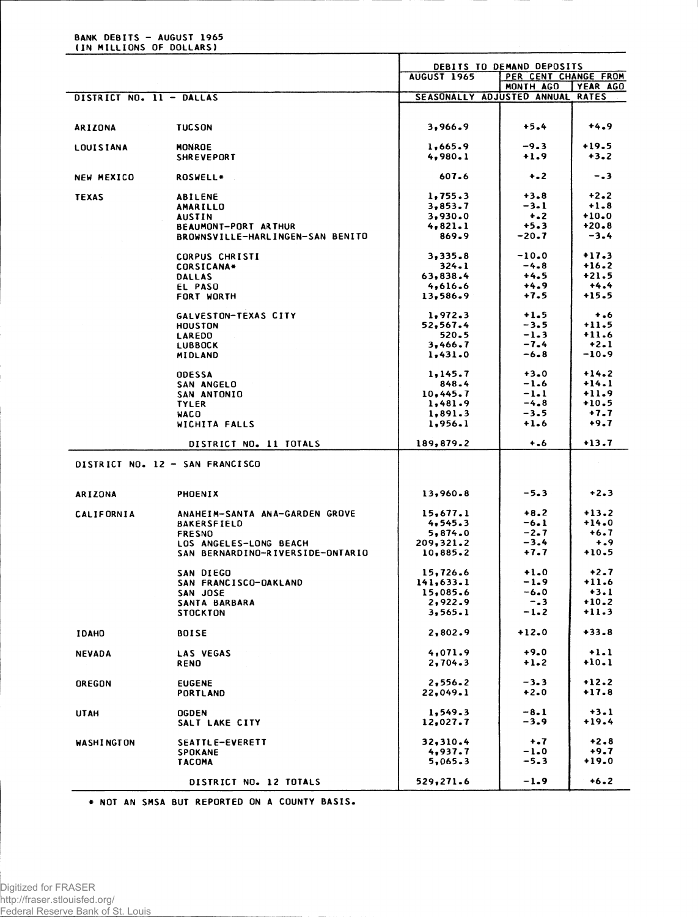BANK DEBITS - AUGUST 1965
(IN MILLIONS OF DOLLARS)

| | | DEBITS TO DEMAND DEPOSITS | | |
|---|---|---|---|---|
| | | AUGUST 1965 | PER CENT CHANGE FROM | |
| | | | MONTH AGO | YEAR AGO |
| DISTRICT NO. 11 - DALLAS | | SEASONALLY ADJUSTED ANNUAL RATES | | |
| ARIZONA | TUCSON | 3,966.9 | +5.4 | +4.9 |
| LOUISIANA | MONROE | 1,665.9 | -9.3 | +19.5 |
| | SHREVEPORT | 4,980.1 | +1.9 | +3.2 |
| NEW MEXICO | ROSWELL* | 607.6 | +.2 | -.3 |
| TEXAS | ABILENE | 1,755.3 | +3.8 | +2.2 |
| | AMARILLO | 3,853.7 | -3.1 | +1.8 |
| | AUSTIN | 3,930.0 | +.2 | +10.0 |
| | BEAUMONT-PORT ARTHUR | 4,821.1 | +5.3 | +20.8 |
| | BROWNSVILLE-HARLINGEN-SAN BENITO | 869.9 | -20.7 | -3.4 |
| | CORPUS CHRISTI | 3,335.8 | -10.0 | +17.3 |
| | CORSICANA* | 324.1 | -4.8 | +16.2 |
| | DALLAS | 63,838.4 | +4.5 | +21.5 |
| | EL PASO | 4,616.6 | +4.9 | +4.4 |
| | FORT WORTH | 13,586.9 | +7.5 | +15.5 |
| | GALVESTON-TEXAS CITY | 1,972.3 | +1.5 | +.6 |
| | HOUSTON | 52,567.4 | -3.5 | +11.5 |
| | LAREDO | 520.5 | -1.3 | +11.6 |
| | LUBBOCK | 3,466.7 | -7.4 | +2.1 |
| | MIDLAND | 1,431.0 | -6.8 | -10.9 |
| | ODESSA | 1,145.7 | +3.0 | +14.2 |
| | SAN ANGELO | 848.4 | -1.6 | +14.1 |
| | SAN ANTONIO | 10,445.7 | -1.1 | +11.9 |
| | TYLER | 1,481.9 | -4.8 | +10.5 |
| | WACO | 1,891.3 | -3.5 | +7.7 |
| | WICHITA FALLS | 1,956.1 | +1.6 | +9.7 |
| | DISTRICT NO. 11 TOTALS | 189,879.2 | +.6 | +13.7 |
| DISTRICT NO. 12 - SAN FRANCISCO | | | | |
| ARIZONA | PHOENIX | 13,960.8 | -5.3 | +2.3 |
| CALIFORNIA | ANAHEIM-SANTA ANA-GARDEN GROVE | 15,677.1 | +8.2 | +13.2 |
| | BAKERSFIELD | 4,545.3 | -6.1 | +14.0 |
| | FRESNO | 5,874.0 | -2.7 | +6.7 |
| | LOS ANGELES-LONG BEACH | 209,321.2 | -3.4 | +.9 |
| | SAN BERNARDINO-RIVERSIDE-ONTARIO | 10,885.2 | +7.7 | +10.5 |
| | SAN DIEGO | 15,726.6 | +1.0 | +2.7 |
| | SAN FRANCISCO-OAKLAND | 141,633.1 | -1.9 | +11.6 |
| | SAN JOSE | 15,085.6 | -6.0 | +3.1 |
| | SANTA BARBARA | 2,922.9 | -.3 | +10.2 |
| | STOCKTON | 3,565.1 | -1.2 | +11.3 |
| IDAHO | BOISE | 2,802.9 | +12.0 | +33.8 |
| NEVADA | LAS VEGAS | 4,071.9 | +9.0 | +1.1 |
| | RENO | 2,704.3 | +1.2 | +10.1 |
| OREGON | EUGENE | 2,556.2 | -3.3 | +12.2 |
| | PORTLAND | 22,049.1 | +2.0 | +17.8 |
| UTAH | OGDEN | 1,549.3 | -8.1 | +3.1 |
| | SALT LAKE CITY | 12,027.7 | -3.9 | +19.4 |
| WASHINGTON | SEATTLE-EVERETT | 32,310.4 | +.7 | +2.8 |
| | SPOKANE | 4,937.7 | -1.0 | +9.7 |
| | TACOMA | 5,065.3 | -5.3 | +19.0 |
| | DISTRICT NO. 12 TOTALS | 529,271.6 | -1.9 | +6.2 |

* NOT AN SMSA BUT REPORTED ON A COUNTY BASIS.